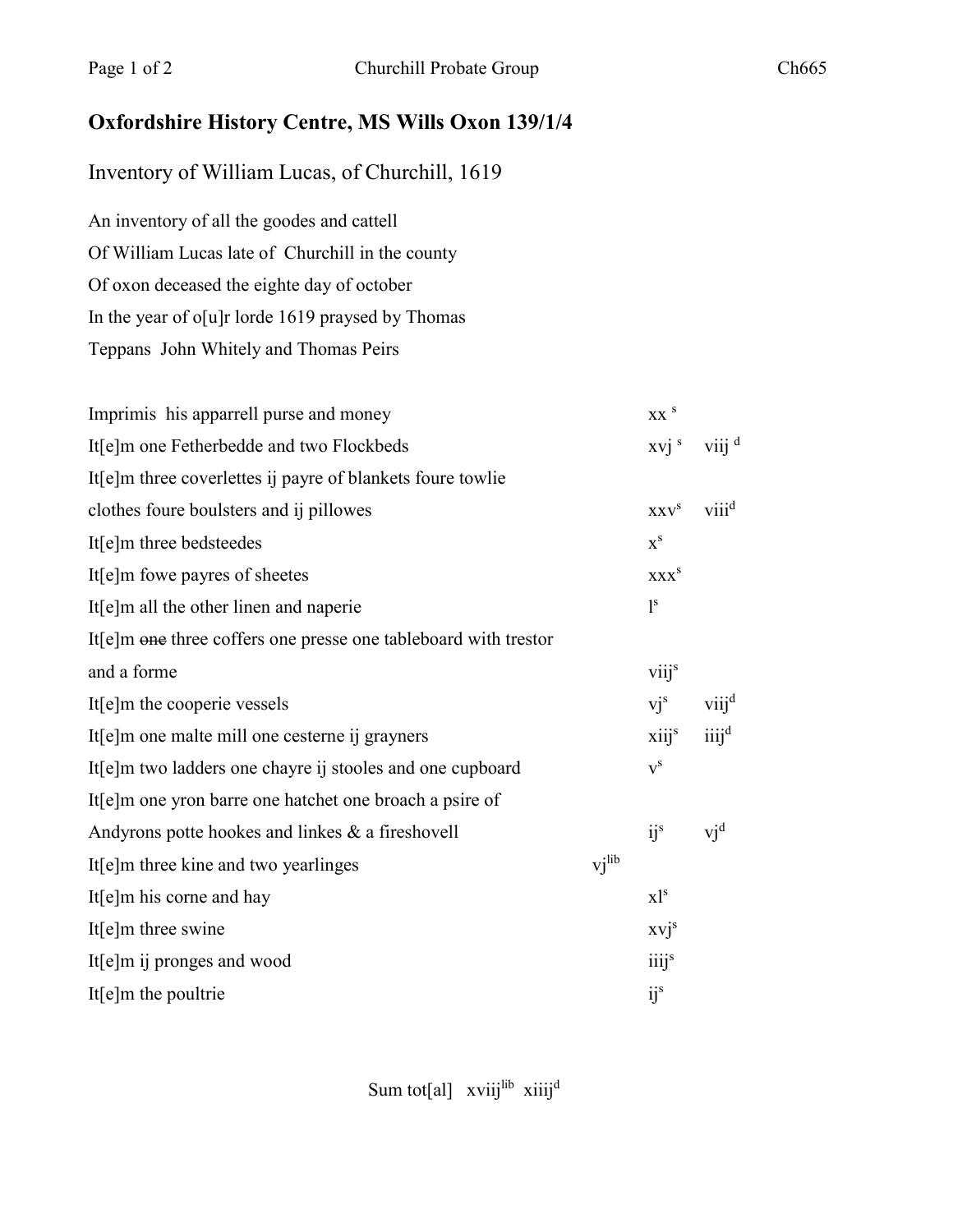## Oxfordshire History Centre, MS Wills Oxon 139/1/4

Inventory of William Lucas, of Churchill, 1619

An inventory of all the goodes and cattell
Of William Lucas late of Churchill in the county
Of oxon deceased the eighte day of october
In the year of o[u]r lorde 1619 praysed by Thomas
Teppans John Whitely and Thomas Peirs

| | | | |
|---|---|---|---|
| Imprimis his apparrell purse and money | | xx $^{s}$ | |
| It[e]m one Fetherbedde and two Flockbeds | | xvj $^{s}$ | viij $^{d}$ |
| It[e]m three coverlettes ij payre of blankets foure towlie clothes foure boulsters and ij pillowes | | xxv $^{s}$ | viii $^{d}$ |
| It[e]m three bedsteedes | | x $^{s}$ | |
| It[e]m fowe payres of sheetes | | xxx $^{s}$ | |
| It[e]m all the other linen and naperie | | l $^{s}$ | |
| It[e]m ~~one~~ three coffers one presse one tableboard with trestor and a forme | | viij $^{s}$ | |
| It[e]m the cooperie vessels | | vj $^{s}$ | viij $^{d}$ |
| It[e]m one malte mill one cesterne ij grayners | | xiij $^{s}$ | iiij $^{d}$ |
| It[e]m two ladders one chayre ij stooles and one cupboard | | v $^{s}$ | |
| It[e]m one yron barre one hatchet one broach a psire of Andyrons potte hookes and linkes & a fireshovell | | ij $^{s}$ | vj $^{d}$ |
| It[e]m three kine and two yearlinges | vj $^{lib}$ | | |
| It[e]m his corne and hay | | xl $^{s}$ | |
| It[e]m three swine | | xvj $^{s}$ | |
| It[e]m ij pronges and wood | | iiij $^{s}$ | |
| It[e]m the poultrie | | ij $^{s}$ | |

Sum tot[al] xviij $^{lib}$ xiiij $^{d}$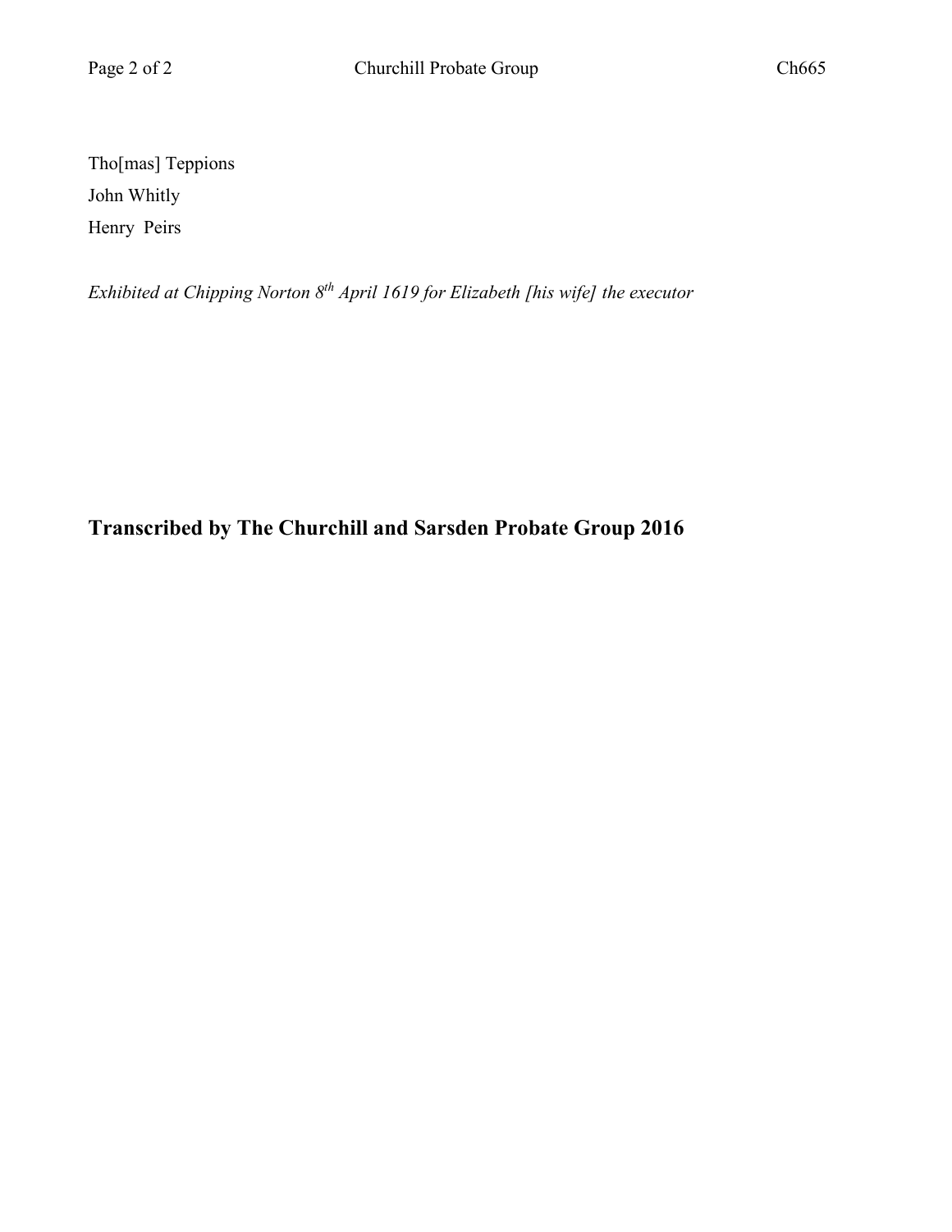Tho[mas] Teppions

John Whitly

Henry  Peirs

*Exhibited at Chipping Norton 8th April 1619 for Elizabeth [his wife] the executor*

**Transcribed by The Churchill and Sarsden Probate Group 2016**